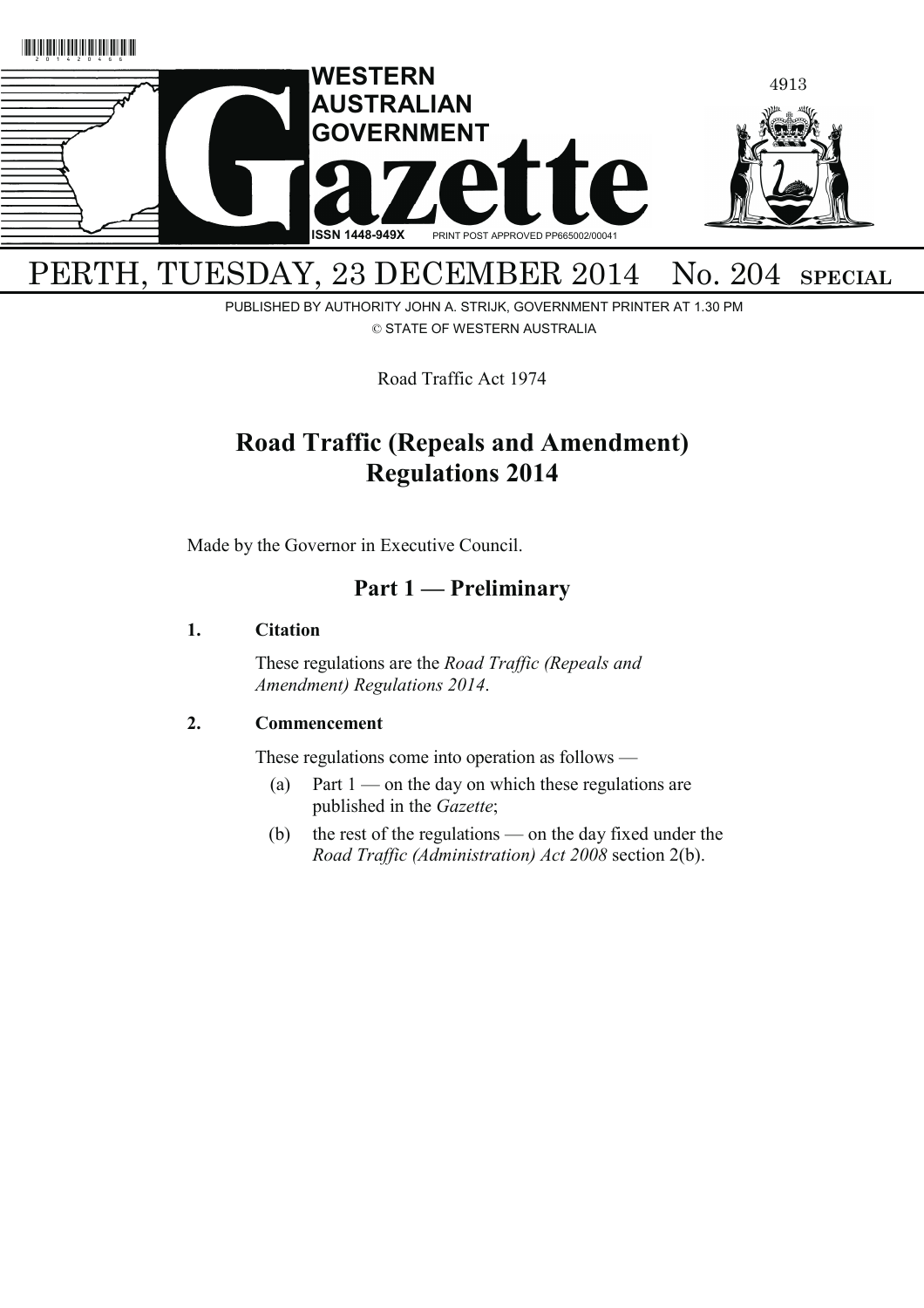# WESTERN AUSTRALIAN GOVERNMENT Gazette

ISSN 1448-949X PRINT POST APPROVED PP665002/00041

PERTH, TUESDAY, 23 DECEMBER 2014 No. 204 SPECIAL

PUBLISHED BY AUTHORITY JOHN A. STRIJK, GOVERNMENT PRINTER AT 1.30 PM

© STATE OF WESTERN AUSTRALIA

Road Traffic Act 1974

# Road Traffic (Repeals and Amendment) Regulations 2014

Made by the Governor in Executive Council.

## Part 1 — Preliminary

### 1. Citation

These regulations are the *Road Traffic (Repeals and Amendment) Regulations 2014*.

### 2. Commencement

These regulations come into operation as follows —

(a) Part 1 — on the day on which these regulations are published in the *Gazette*;

(b) the rest of the regulations — on the day fixed under the *Road Traffic (Administration) Act 2008* section 2(b).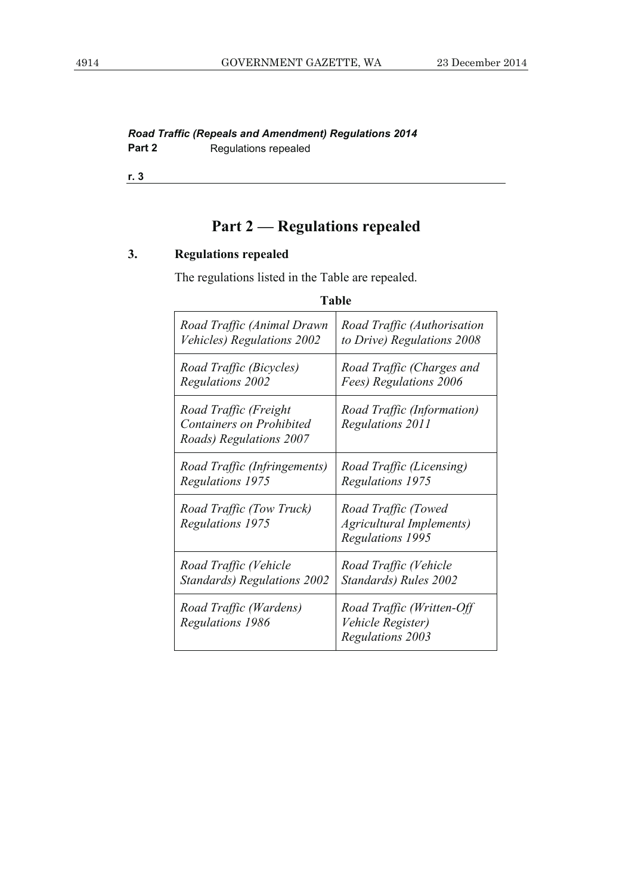# Part 2 — Regulations repealed

## 3. Regulations repealed

The regulations listed in the Table are repealed.

**Table**

| | |
|---|---|
| *Road Traffic (Animal Drawn Vehicles) Regulations 2002* | *Road Traffic (Authorisation to Drive) Regulations 2008* |
| *Road Traffic (Bicycles) Regulations 2002* | *Road Traffic (Charges and Fees) Regulations 2006* |
| *Road Traffic (Freight Containers on Prohibited Roads) Regulations 2007* | *Road Traffic (Information) Regulations 2011* |
| *Road Traffic (Infringements) Regulations 1975* | *Road Traffic (Licensing) Regulations 1975* |
| *Road Traffic (Tow Truck) Regulations 1975* | *Road Traffic (Towed Agricultural Implements) Regulations 1995* |
| *Road Traffic (Vehicle Standards) Regulations 2002* | *Road Traffic (Vehicle Standards) Rules 2002* |
| *Road Traffic (Wardens) Regulations 1986* | *Road Traffic (Written-Off Vehicle Register) Regulations 2003* |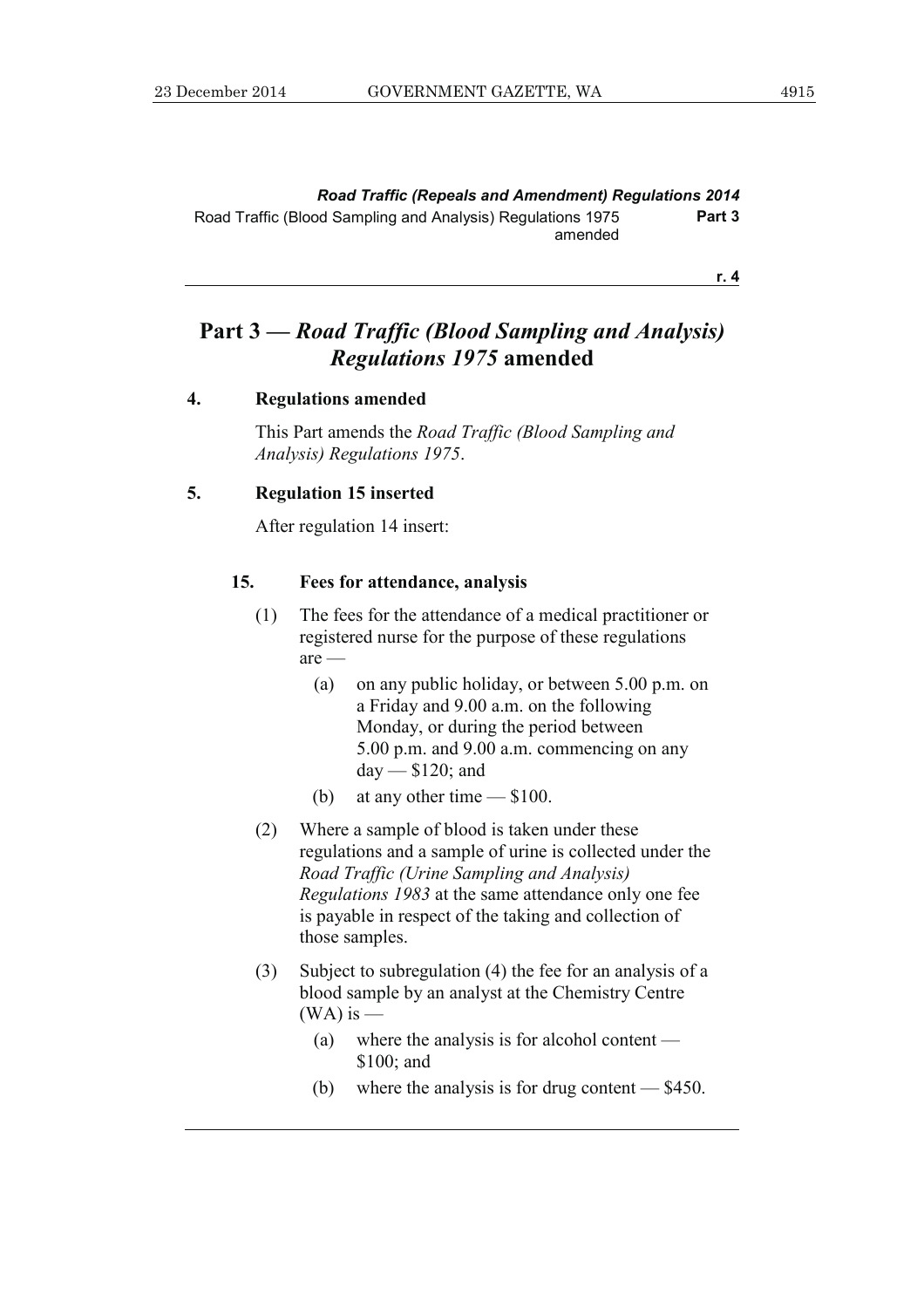## Part 3 — *Road Traffic (Blood Sampling and Analysis) Regulations 1975* amended

### 4. Regulations amended

This Part amends the *Road Traffic (Blood Sampling and Analysis) Regulations 1975*.

### 5. Regulation 15 inserted

After regulation 14 insert:

#### 15. Fees for attendance, analysis

(1) The fees for the attendance of a medical practitioner or registered nurse for the purpose of these regulations are —

- (a) on any public holiday, or between 5.00 p.m. on a Friday and 9.00 a.m. on the following Monday, or during the period between 5.00 p.m. and 9.00 a.m. commencing on any day — $120; and
- (b) at any other time — $100.

(2) Where a sample of blood is taken under these regulations and a sample of urine is collected under the *Road Traffic (Urine Sampling and Analysis) Regulations 1983* at the same attendance only one fee is payable in respect of the taking and collection of those samples.

(3) Subject to subregulation (4) the fee for an analysis of a blood sample by an analyst at the Chemistry Centre (WA) is —

- (a) where the analysis is for alcohol content — $100; and
- (b) where the analysis is for drug content — $450.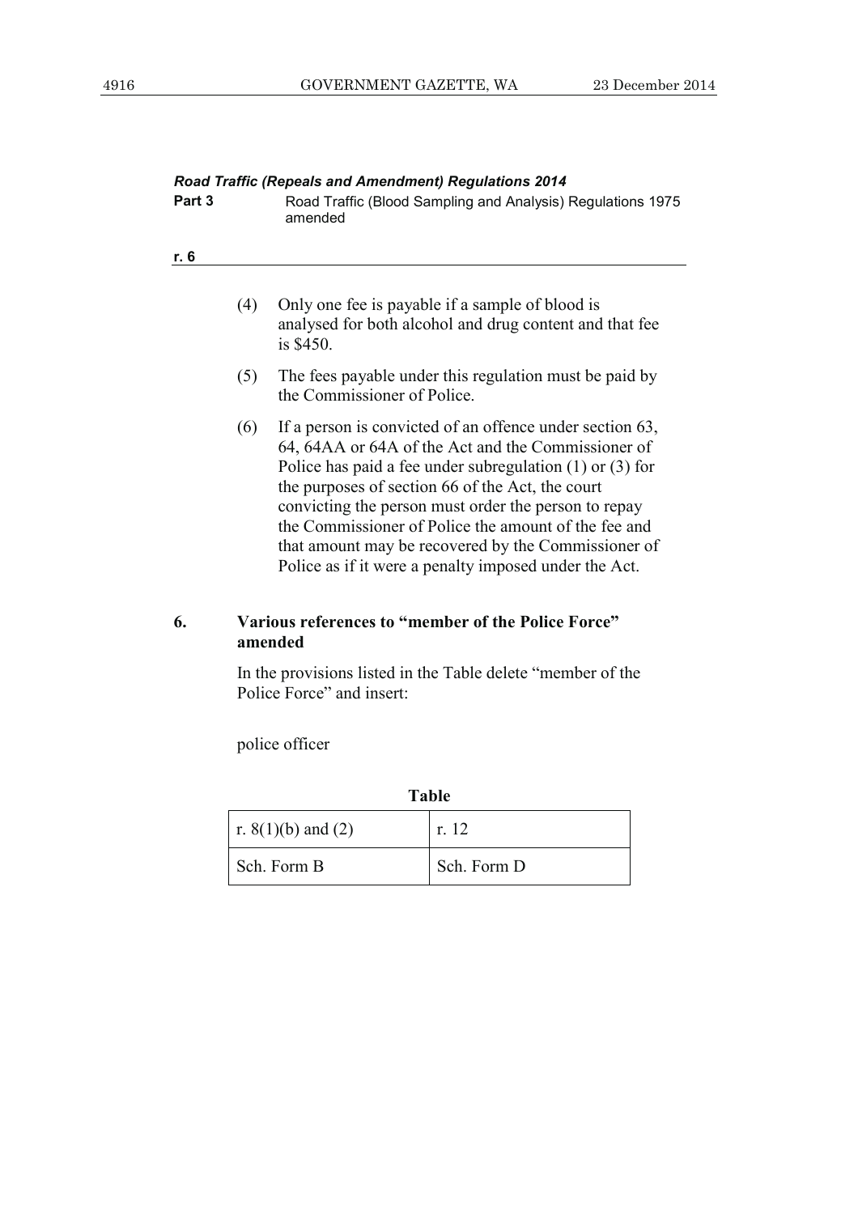(4) Only one fee is payable if a sample of blood is analysed for both alcohol and drug content and that fee is $450.

(5) The fees payable under this regulation must be paid by the Commissioner of Police.

(6) If a person is convicted of an offence under section 63, 64, 64AA or 64A of the Act and the Commissioner of Police has paid a fee under subregulation (1) or (3) for the purposes of section 66 of the Act, the court convicting the person must order the person to repay the Commissioner of Police the amount of the fee and that amount may be recovered by the Commissioner of Police as if it were a penalty imposed under the Act.

## 6. Various references to "member of the Police Force" amended

In the provisions listed in the Table delete "member of the Police Force" and insert:

police officer

**Table**

| | |
|---|---|
| r. 8(1)(b) and (2) | r. 12 |
| Sch. Form B | Sch. Form D |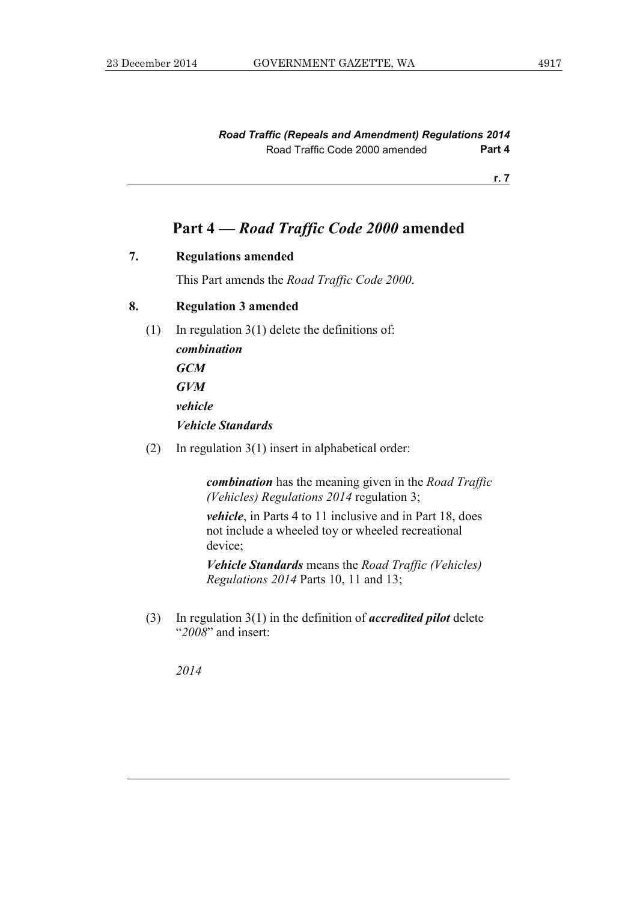## Part 4 — *Road Traffic Code 2000* amended

### 7. Regulations amended

This Part amends the *Road Traffic Code 2000*.

### 8. Regulation 3 amended

(1) In regulation 3(1) delete the definitions of:

***combination***

***GCM***

***GVM***

***vehicle***

***Vehicle Standards***

(2) In regulation 3(1) insert in alphabetical order:

> ***combination*** has the meaning given in the *Road Traffic (Vehicles) Regulations 2014* regulation 3;
>
> ***vehicle***, in Parts 4 to 11 inclusive and in Part 18, does not include a wheeled toy or wheeled recreational device;
>
> ***Vehicle Standards*** means the *Road Traffic (Vehicles) Regulations 2014* Parts 10, 11 and 13;

(3) In regulation 3(1) in the definition of ***accredited pilot*** delete "*2008*" and insert:

> *2014*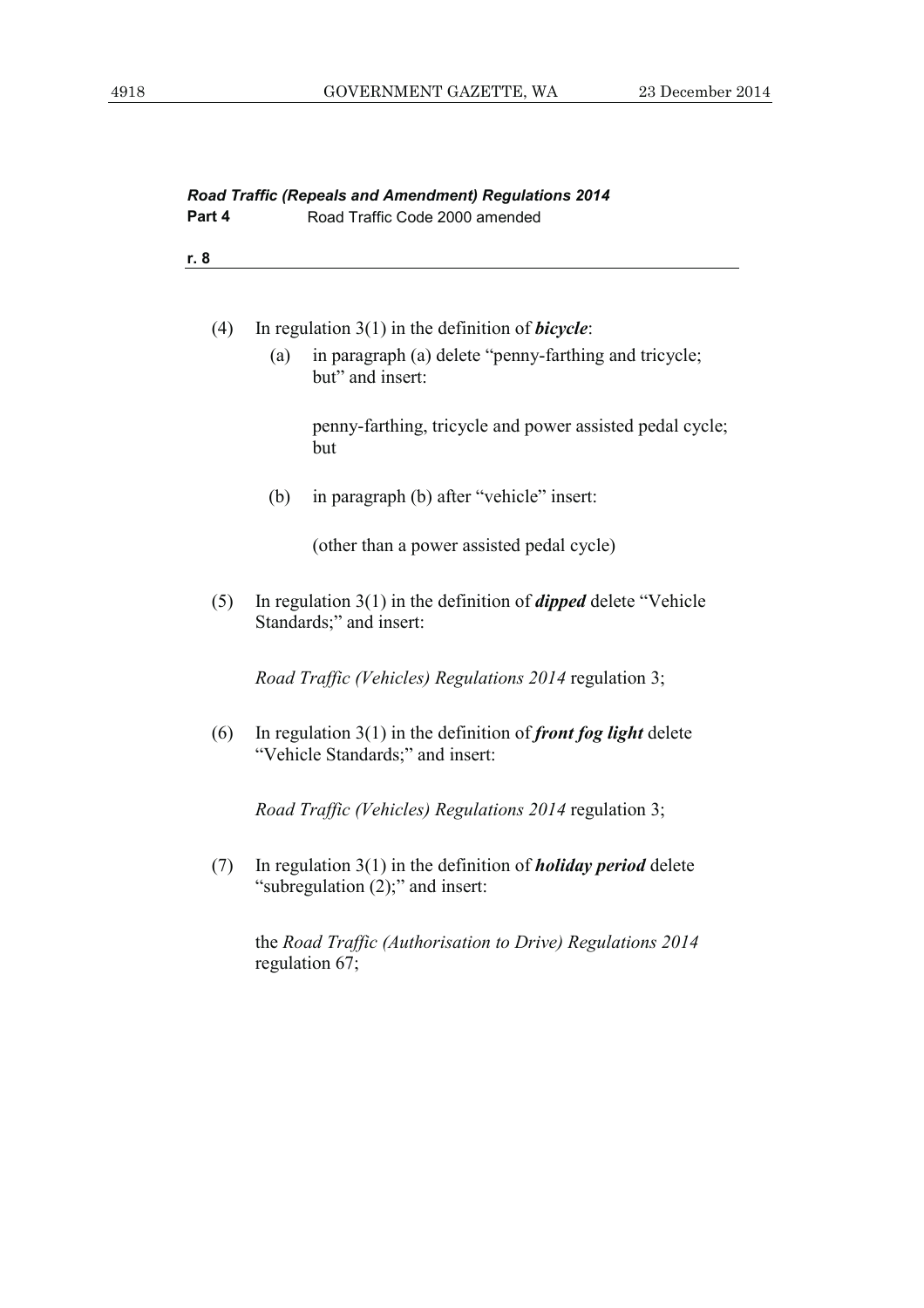(4) In regulation 3(1) in the definition of ***bicycle***:

(a) in paragraph (a) delete "penny-farthing and tricycle; but" and insert:

> penny-farthing, tricycle and power assisted pedal cycle; but

(b) in paragraph (b) after "vehicle" insert:

> (other than a power assisted pedal cycle)

(5) In regulation 3(1) in the definition of ***dipped*** delete "Vehicle Standards;" and insert:

> *Road Traffic (Vehicles) Regulations 2014* regulation 3;

(6) In regulation 3(1) in the definition of ***front fog light*** delete "Vehicle Standards;" and insert:

> *Road Traffic (Vehicles) Regulations 2014* regulation 3;

(7) In regulation 3(1) in the definition of ***holiday period*** delete "subregulation (2);" and insert:

> the *Road Traffic (Authorisation to Drive) Regulations 2014* regulation 67;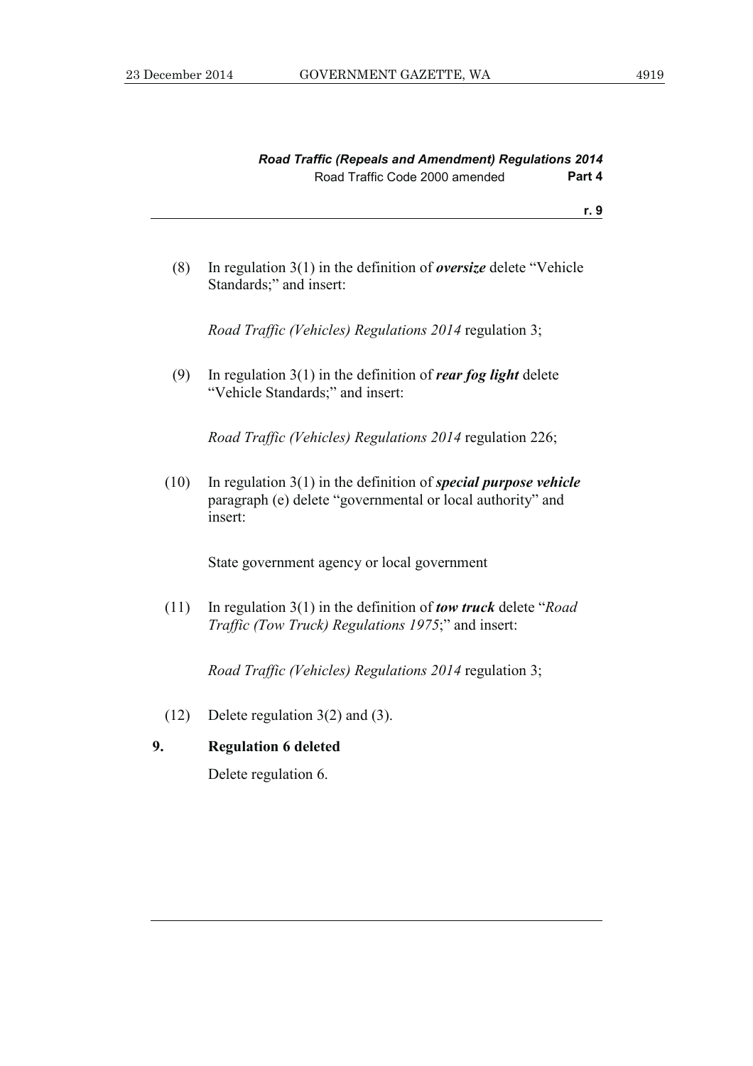(8) In regulation 3(1) in the definition of ***oversize*** delete "Vehicle Standards;" and insert:

*Road Traffic (Vehicles) Regulations 2014* regulation 3;

(9) In regulation 3(1) in the definition of ***rear fog light*** delete "Vehicle Standards;" and insert:

*Road Traffic (Vehicles) Regulations 2014* regulation 226;

(10) In regulation 3(1) in the definition of ***special purpose vehicle*** paragraph (e) delete "governmental or local authority" and insert:

State government agency or local government

(11) In regulation 3(1) in the definition of ***tow truck*** delete "*Road Traffic (Tow Truck) Regulations 1975*;" and insert:

*Road Traffic (Vehicles) Regulations 2014* regulation 3;

(12) Delete regulation 3(2) and (3).

### 9. Regulation 6 deleted

Delete regulation 6.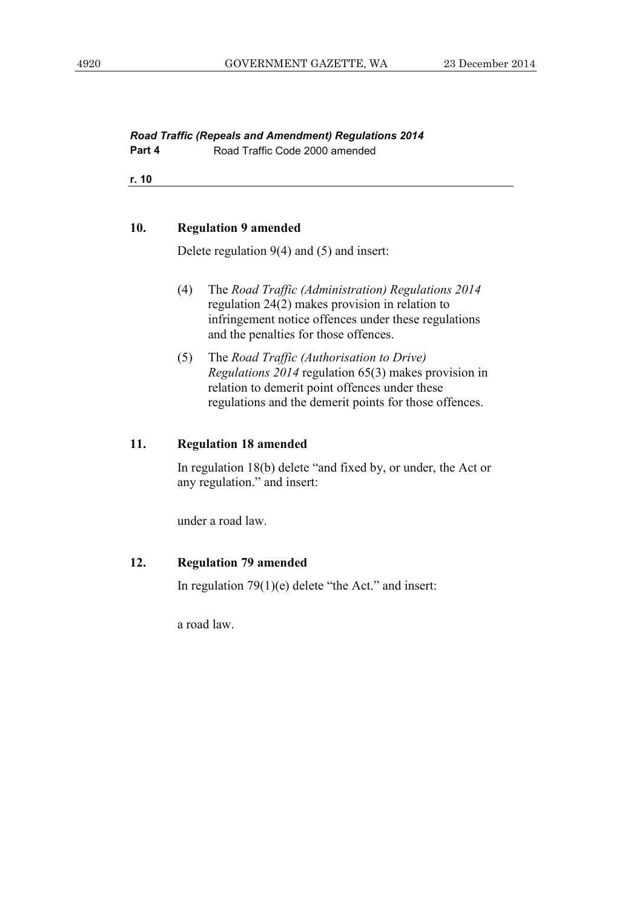*Road Traffic (Repeals and Amendment) Regulations 2014*
**Part 4** Road Traffic Code 2000 amended

**r. 10**

### 10. Regulation 9 amended

Delete regulation 9(4) and (5) and insert:

> (4) The *Road Traffic (Administration) Regulations 2014* regulation 24(2) makes provision in relation to infringement notice offences under these regulations and the penalties for those offences.
>
> (5) The *Road Traffic (Authorisation to Drive) Regulations 2014* regulation 65(3) makes provision in relation to demerit point offences under these regulations and the demerit points for those offences.

### 11. Regulation 18 amended

In regulation 18(b) delete "and fixed by, or under, the Act or any regulation." and insert:

> under a road law.

### 12. Regulation 79 amended

In regulation 79(1)(e) delete "the Act." and insert:

> a road law.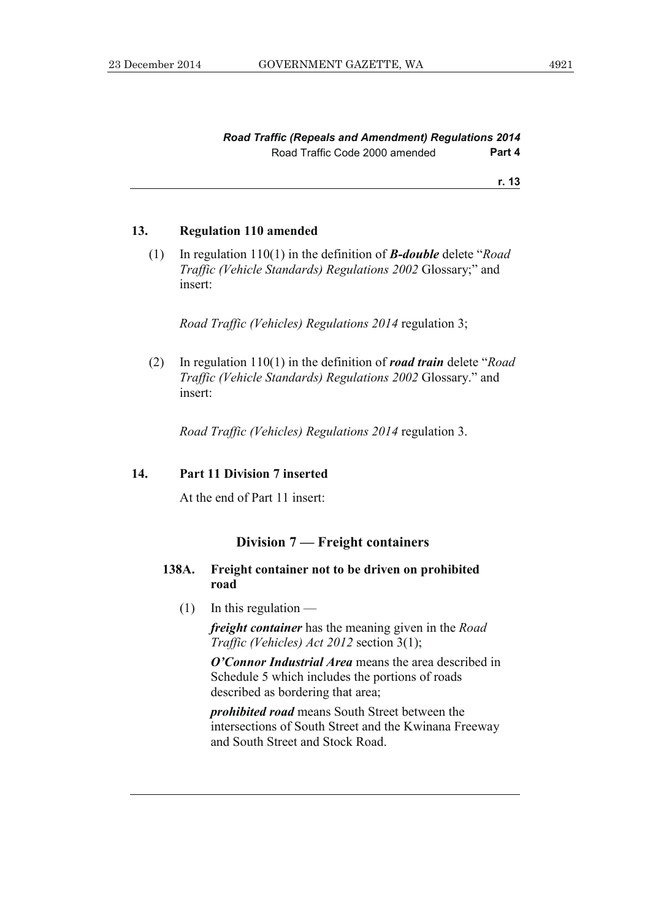### 13. Regulation 110 amended

(1) In regulation 110(1) in the definition of ***B-double*** delete "*Road Traffic (Vehicle Standards) Regulations 2002* Glossary;" and insert:

*Road Traffic (Vehicles) Regulations 2014* regulation 3;

(2) In regulation 110(1) in the definition of ***road train*** delete "*Road Traffic (Vehicle Standards) Regulations 2002* Glossary." and insert:

*Road Traffic (Vehicles) Regulations 2014* regulation 3.

### 14. Part 11 Division 7 inserted

At the end of Part 11 insert:

## Division 7 — Freight containers

**138A. Freight container not to be driven on prohibited road**

(1) In this regulation —

***freight container*** has the meaning given in the *Road Traffic (Vehicles) Act 2012* section 3(1);

***O'Connor Industrial Area*** means the area described in Schedule 5 which includes the portions of roads described as bordering that area;

***prohibited road*** means South Street between the intersections of South Street and the Kwinana Freeway and South Street and Stock Road.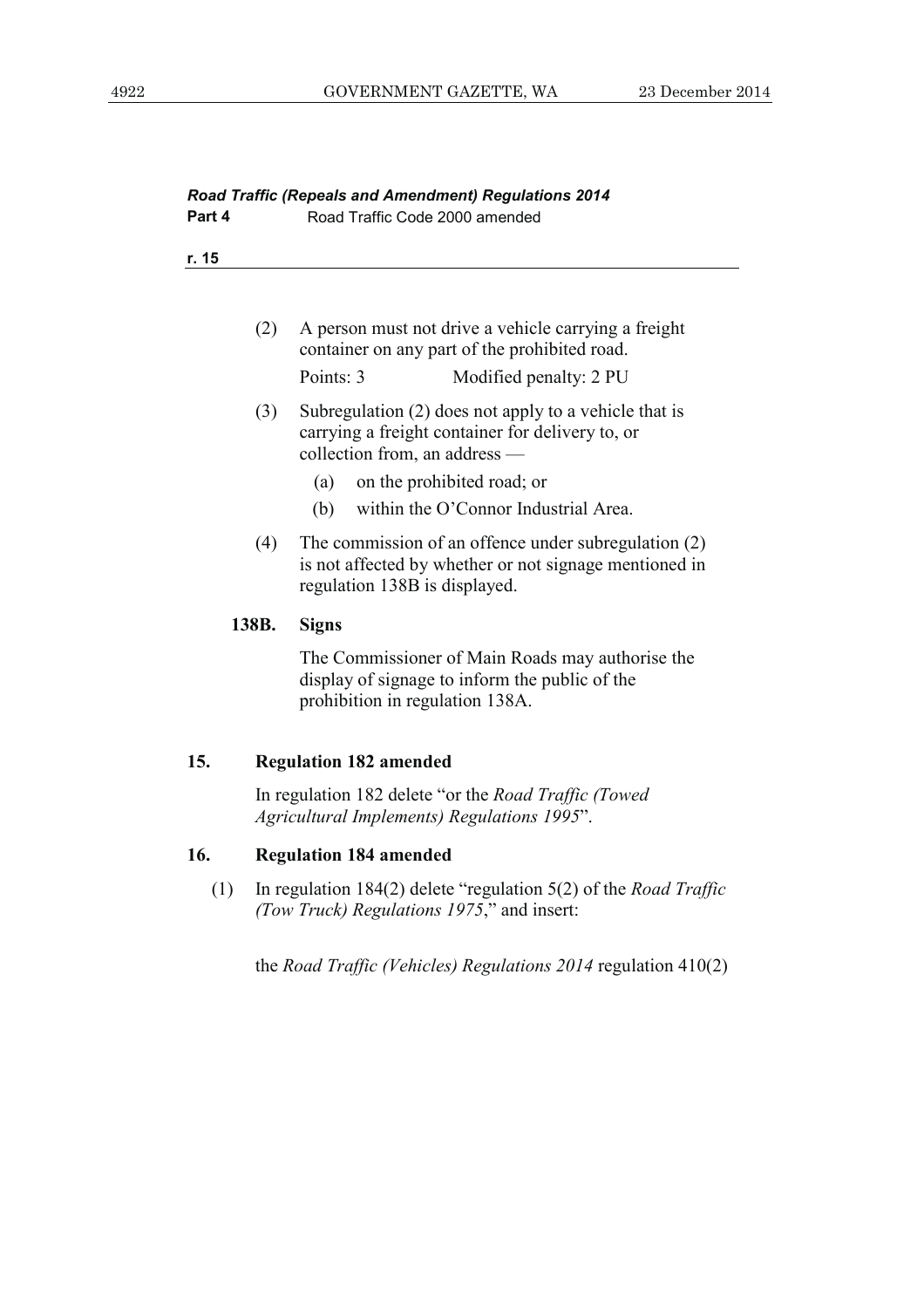(2) A person must not drive a vehicle carrying a freight container on any part of the prohibited road.

Points: 3 Modified penalty: 2 PU

(3) Subregulation (2) does not apply to a vehicle that is carrying a freight container for delivery to, or collection from, an address —

(a) on the prohibited road; or

(b) within the O'Connor Industrial Area.

(4) The commission of an offence under subregulation (2) is not affected by whether or not signage mentioned in regulation 138B is displayed.

**138B. Signs**

The Commissioner of Main Roads may authorise the display of signage to inform the public of the prohibition in regulation 138A.

### 15. Regulation 182 amended

In regulation 182 delete "or the *Road Traffic (Towed Agricultural Implements) Regulations 1995*".

### 16. Regulation 184 amended

(1) In regulation 184(2) delete "regulation 5(2) of the *Road Traffic (Tow Truck) Regulations 1975*," and insert:

the *Road Traffic (Vehicles) Regulations 2014* regulation 410(2)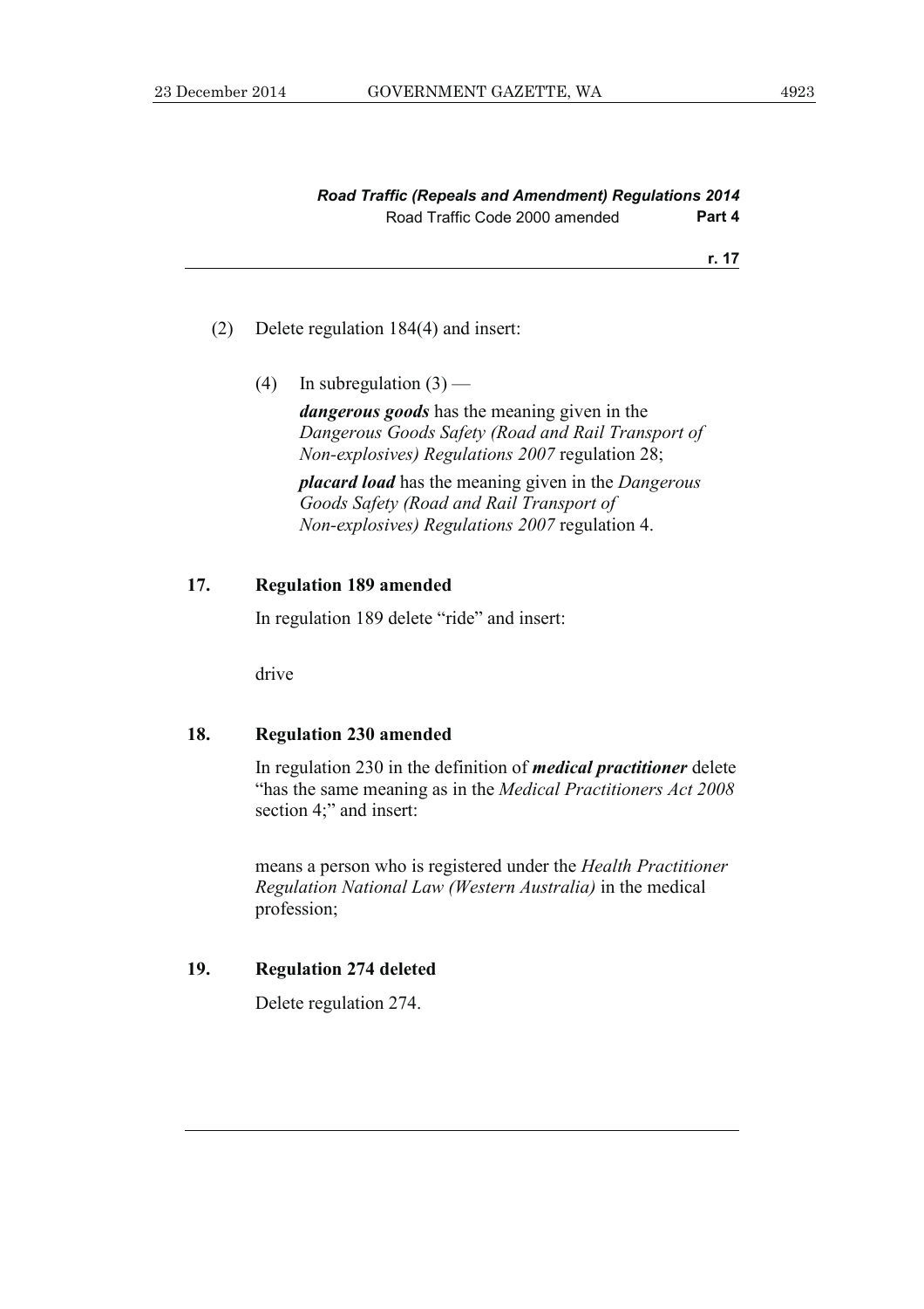(2) Delete regulation 184(4) and insert:

(4) In subregulation (3) —

***dangerous goods*** has the meaning given in the *Dangerous Goods Safety (Road and Rail Transport of Non-explosives) Regulations 2007* regulation 28;

***placard load*** has the meaning given in the *Dangerous Goods Safety (Road and Rail Transport of Non-explosives) Regulations 2007* regulation 4.

### 17. Regulation 189 amended

In regulation 189 delete "ride" and insert:

drive

### 18. Regulation 230 amended

In regulation 230 in the definition of ***medical practitioner*** delete "has the same meaning as in the *Medical Practitioners Act 2008* section 4;" and insert:

means a person who is registered under the *Health Practitioner Regulation National Law (Western Australia)* in the medical profession;

### 19. Regulation 274 deleted

Delete regulation 274.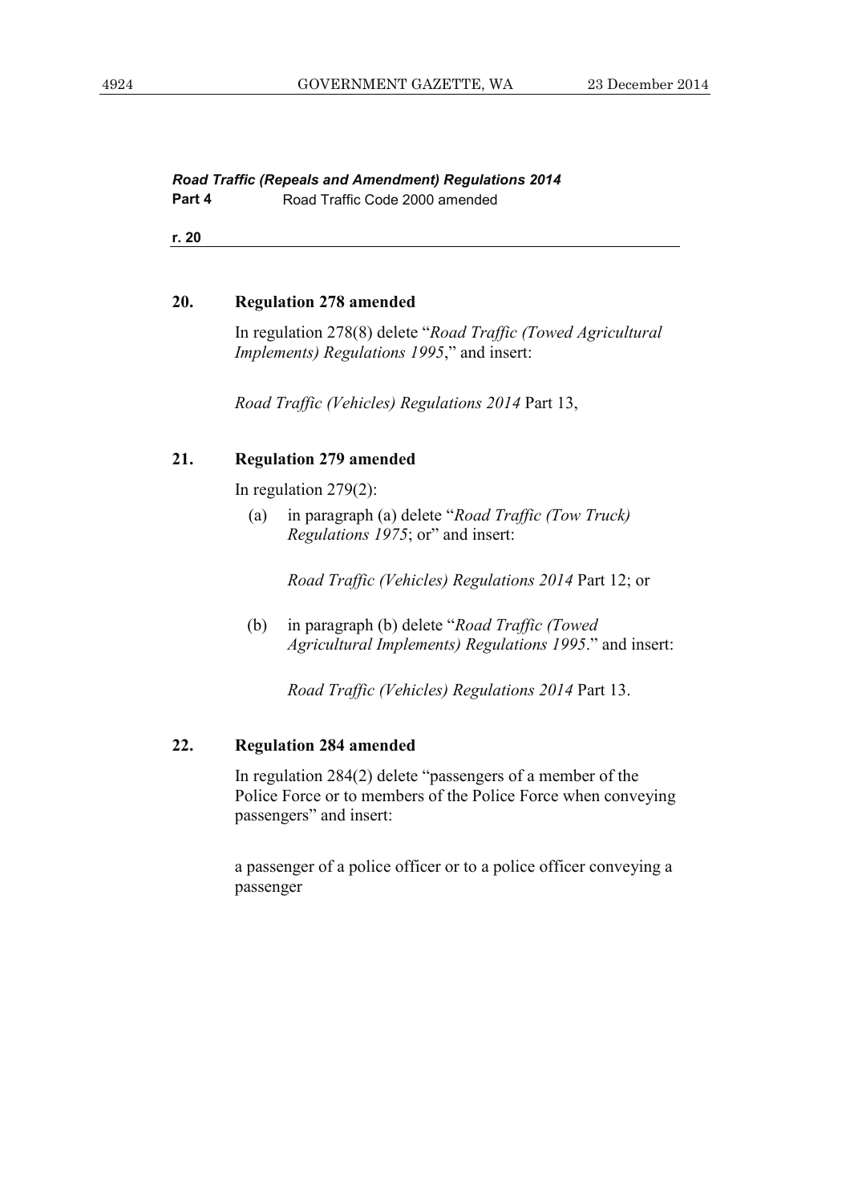### 20. Regulation 278 amended

In regulation 278(8) delete "*Road Traffic (Towed Agricultural Implements) Regulations 1995*," and insert:

*Road Traffic (Vehicles) Regulations 2014* Part 13,

### 21. Regulation 279 amended

In regulation 279(2):

(a) in paragraph (a) delete "*Road Traffic (Tow Truck) Regulations 1975*; or" and insert:

*Road Traffic (Vehicles) Regulations 2014* Part 12; or

(b) in paragraph (b) delete "*Road Traffic (Towed Agricultural Implements) Regulations 1995*." and insert:

*Road Traffic (Vehicles) Regulations 2014* Part 13.

### 22. Regulation 284 amended

In regulation 284(2) delete "passengers of a member of the Police Force or to members of the Police Force when conveying passengers" and insert:

a passenger of a police officer or to a police officer conveying a passenger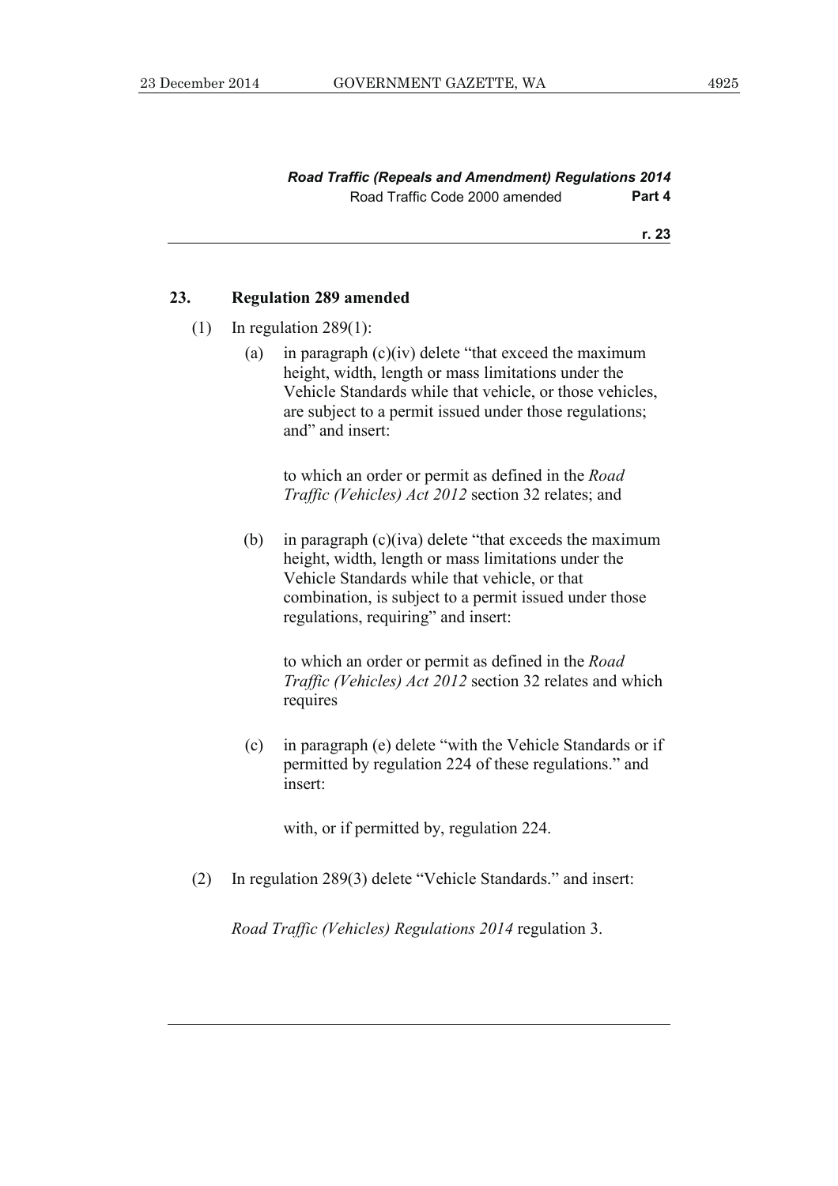### 23. Regulation 289 amended

(1) In regulation 289(1):

(a) in paragraph (c)(iv) delete "that exceed the maximum height, width, length or mass limitations under the Vehicle Standards while that vehicle, or those vehicles, are subject to a permit issued under those regulations; and" and insert:

> to which an order or permit as defined in the *Road Traffic (Vehicles) Act 2012* section 32 relates; and

(b) in paragraph (c)(iva) delete "that exceeds the maximum height, width, length or mass limitations under the Vehicle Standards while that vehicle, or that combination, is subject to a permit issued under those regulations, requiring" and insert:

> to which an order or permit as defined in the *Road Traffic (Vehicles) Act 2012* section 32 relates and which requires

(c) in paragraph (e) delete "with the Vehicle Standards or if permitted by regulation 224 of these regulations." and insert:

> with, or if permitted by, regulation 224.

(2) In regulation 289(3) delete "Vehicle Standards." and insert:

> *Road Traffic (Vehicles) Regulations 2014* regulation 3.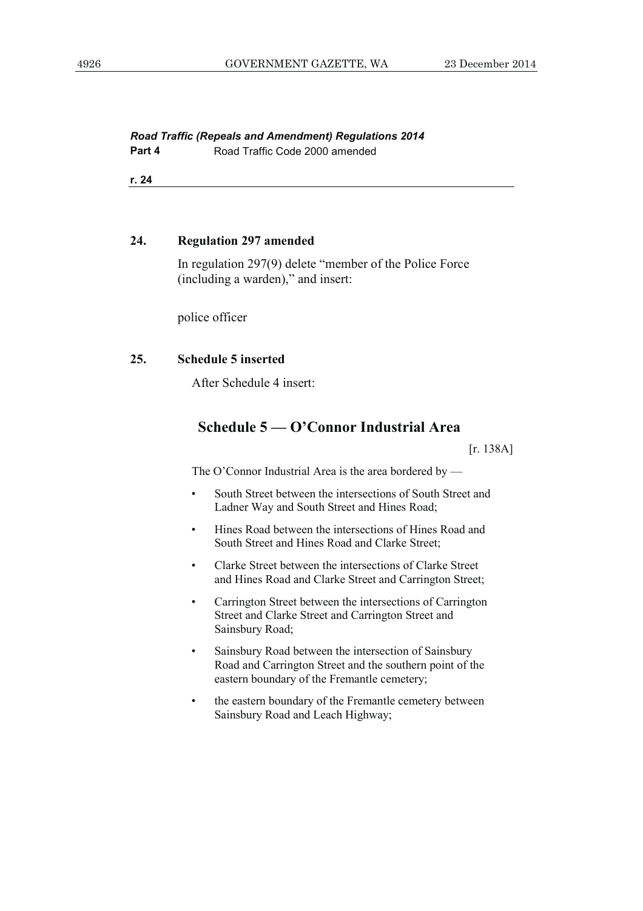**24. Regulation 297 amended**

In regulation 297(9) delete "member of the Police Force (including a warden)," and insert:

police officer

**25. Schedule 5 inserted**

After Schedule 4 insert:

## Schedule 5 — O'Connor Industrial Area

[r. 138A]

The O'Connor Industrial Area is the area bordered by —

- South Street between the intersections of South Street and Ladner Way and South Street and Hines Road;
- Hines Road between the intersections of Hines Road and South Street and Hines Road and Clarke Street;
- Clarke Street between the intersections of Clarke Street and Hines Road and Clarke Street and Carrington Street;
- Carrington Street between the intersections of Carrington Street and Clarke Street and Carrington Street and Sainsbury Road;
- Sainsbury Road between the intersection of Sainsbury Road and Carrington Street and the southern point of the eastern boundary of the Fremantle cemetery;
- the eastern boundary of the Fremantle cemetery between Sainsbury Road and Leach Highway;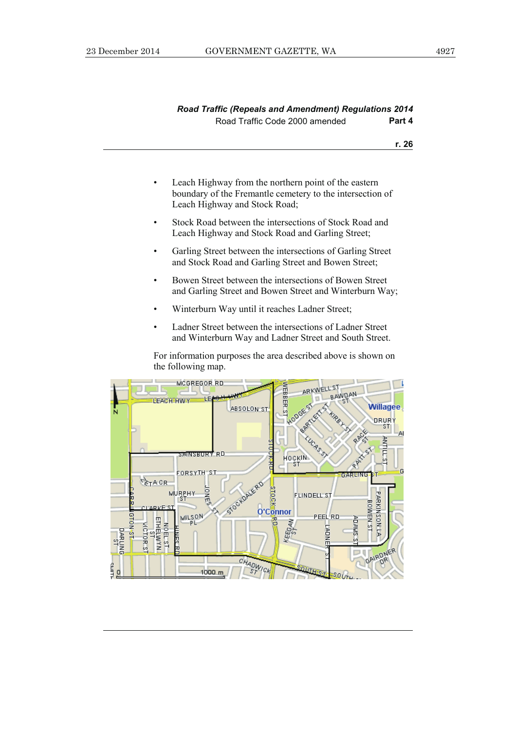- Leach Highway from the northern point of the eastern boundary of the Fremantle cemetery to the intersection of Leach Highway and Stock Road;
- Stock Road between the intersections of Stock Road and Leach Highway and Stock Road and Garling Street;
- Garling Street between the intersections of Garling Street and Stock Road and Garling Street and Bowen Street;
- Bowen Street between the intersections of Bowen Street and Garling Street and Bowen Street and Winterburn Way;
- Winterburn Way until it reaches Ladner Street;
- Ladner Street between the intersections of Ladner Street and Winterburn Way and Ladner Street and South Street.

For information purposes the area described above is shown on the following map.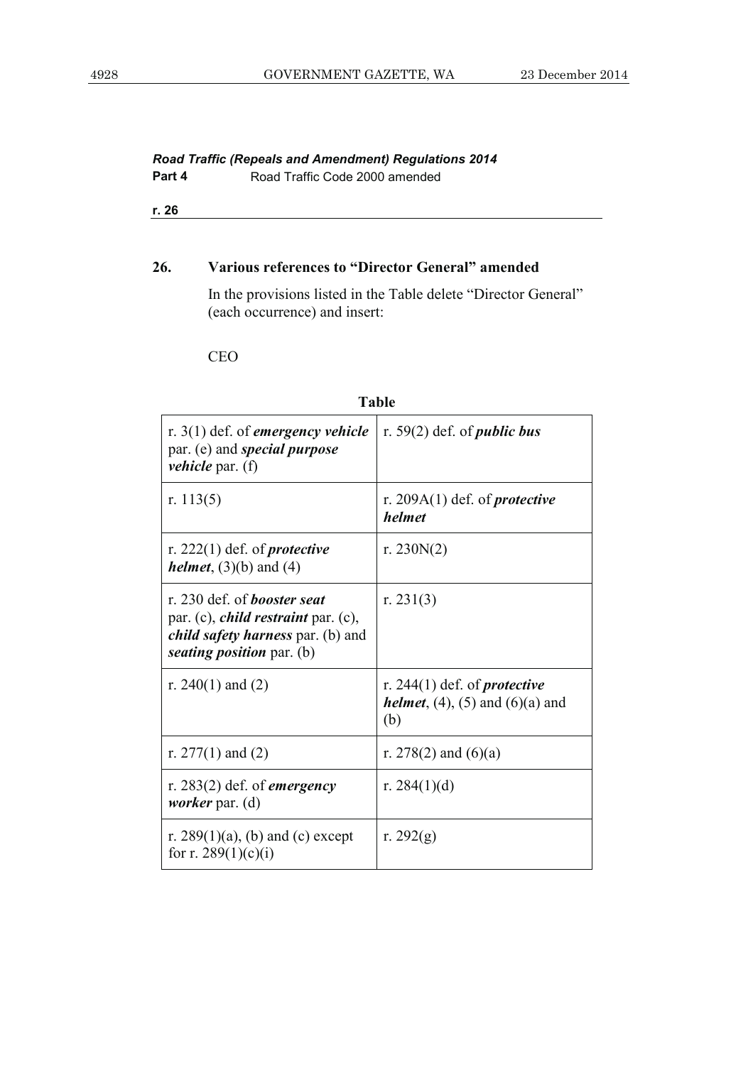*Road Traffic (Repeals and Amendment) Regulations 2014*
**Part 4** Road Traffic Code 2000 amended

**r. 26**

### 26. Various references to "Director General" amended

In the provisions listed in the Table delete "Director General" (each occurrence) and insert:

CEO

**Table**

| | |
|---|---|
| r. 3(1) def. of ***emergency vehicle*** par. (e) and ***special purpose vehicle*** par. (f) | r. 59(2) def. of ***public bus*** |
| r. 113(5) | r. 209A(1) def. of ***protective helmet*** |
| r. 222(1) def. of ***protective helmet***, (3)(b) and (4) | r. 230N(2) |
| r. 230 def. of ***booster seat*** par. (c), ***child restraint*** par. (c), ***child safety harness*** par. (b) and ***seating position*** par. (b) | r. 231(3) |
| r. 240(1) and (2) | r. 244(1) def. of ***protective helmet***, (4), (5) and (6)(a) and (b) |
| r. 277(1) and (2) | r. 278(2) and (6)(a) |
| r. 283(2) def. of ***emergency worker*** par. (d) | r. 284(1)(d) |
| r. 289(1)(a), (b) and (c) except for r. 289(1)(c)(i) | r. 292(g) |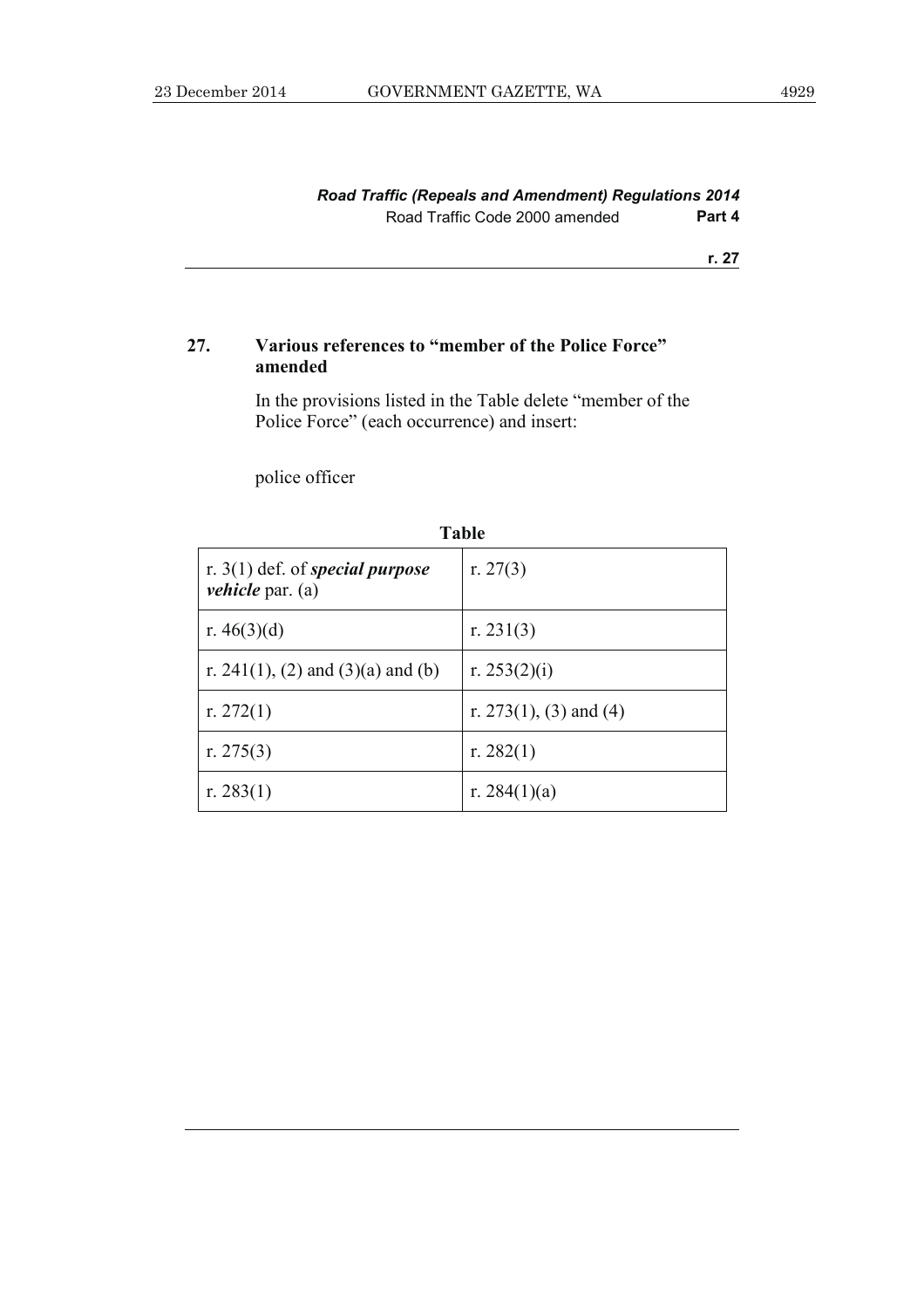## 27. Various references to "member of the Police Force" amended

In the provisions listed in the Table delete "member of the Police Force" (each occurrence) and insert:

police officer

**Table**

| | |
|---|---|
| r. 3(1) def. of ***special purpose vehicle*** par. (a) | r. 27(3) |
| r. 46(3)(d) | r. 231(3) |
| r. 241(1), (2) and (3)(a) and (b) | r. 253(2)(i) |
| r. 272(1) | r. 273(1), (3) and (4) |
| r. 275(3) | r. 282(1) |
| r. 283(1) | r. 284(1)(a) |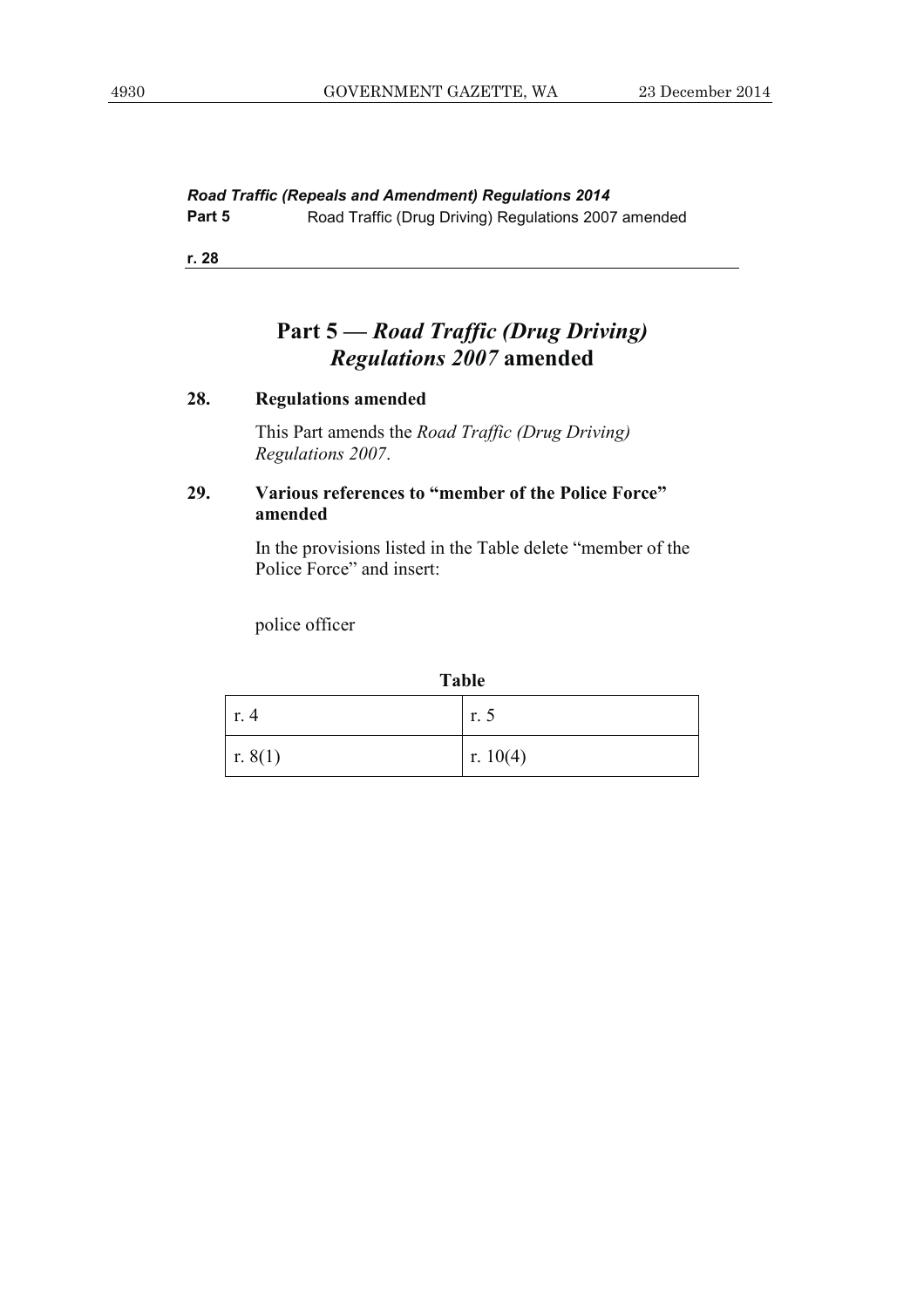## Part 5 — *Road Traffic (Drug Driving) Regulations 2007* amended

### 28. Regulations amended

This Part amends the *Road Traffic (Drug Driving) Regulations 2007*.

### 29. Various references to "member of the Police Force" amended

In the provisions listed in the Table delete "member of the Police Force" and insert:

police officer

**Table**

| | |
|---|---|
| r. 4 | r. 5 |
| r. 8(1) | r. 10(4) |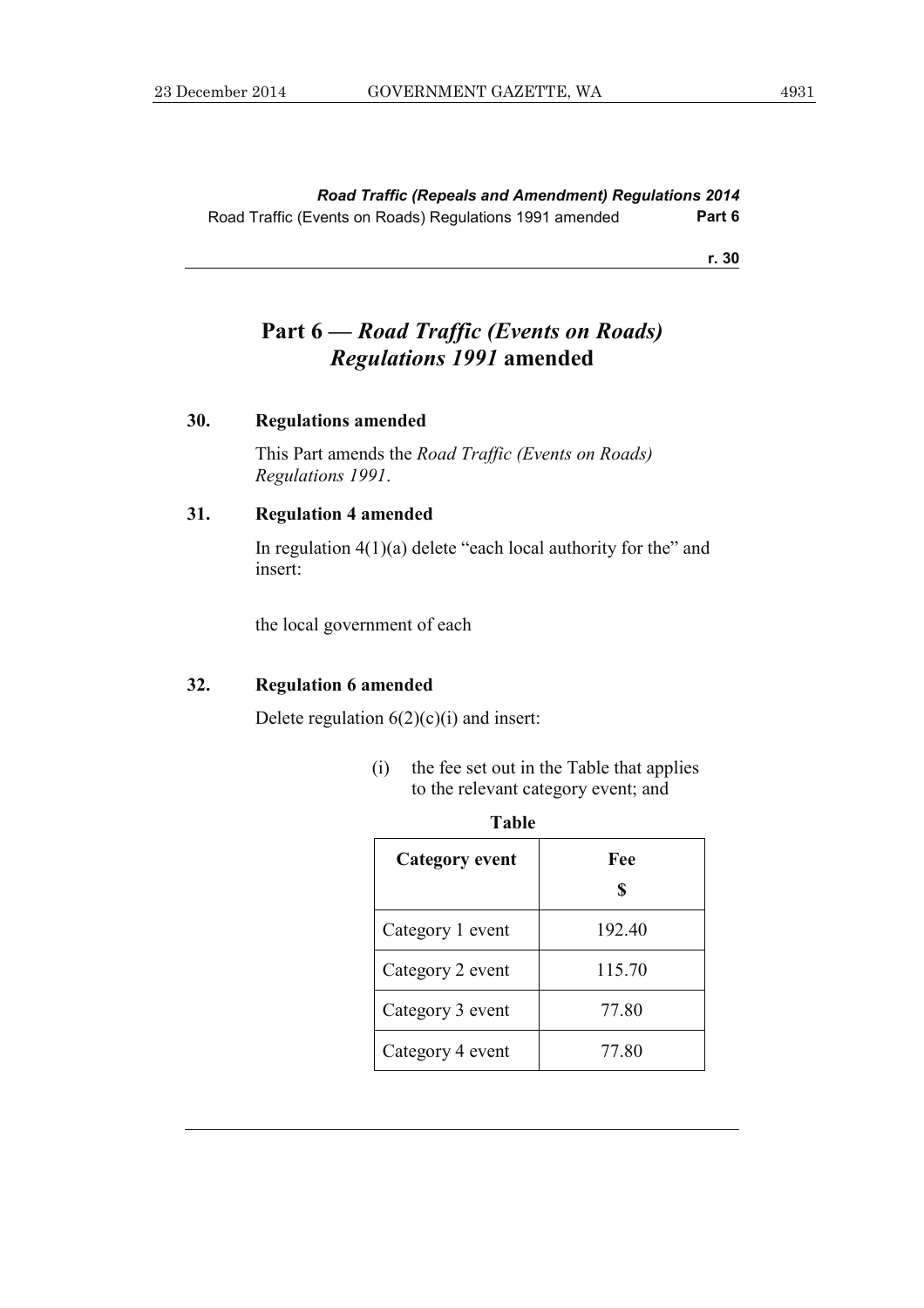## Part 6 — *Road Traffic (Events on Roads) Regulations 1991* amended

### 30. Regulations amended

This Part amends the *Road Traffic (Events on Roads) Regulations 1991*.

### 31. Regulation 4 amended

In regulation 4(1)(a) delete "each local authority for the" and insert:

the local government of each

### 32. Regulation 6 amended

Delete regulation 6(2)(c)(i) and insert:

(i) the fee set out in the Table that applies to the relevant category event; and

**Table**

| Category event | Fee<br>$ |
|---|---|
| Category 1 event | 192.40 |
| Category 2 event | 115.70 |
| Category 3 event | 77.80 |
| Category 4 event | 77.80 |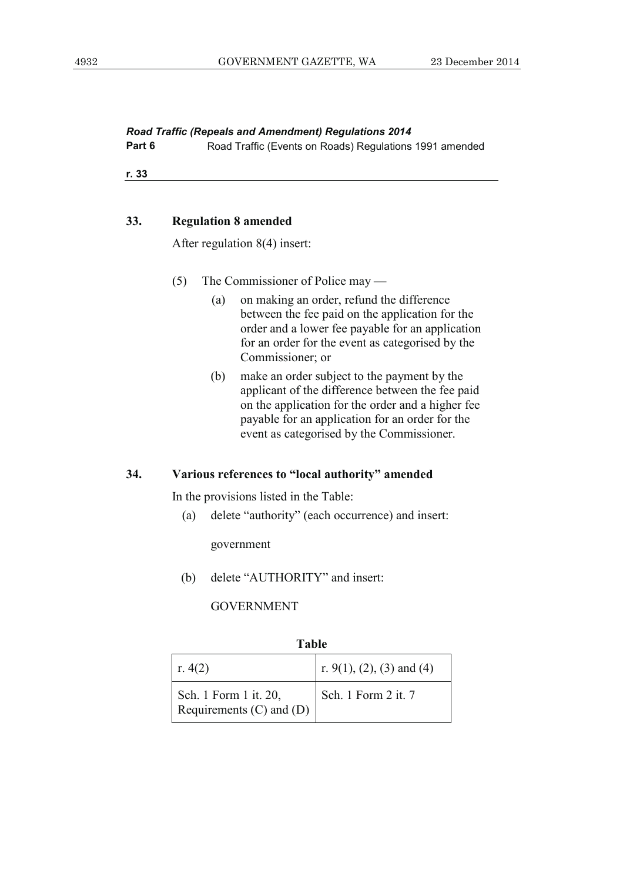*Road Traffic (Repeals and Amendment) Regulations 2014*

**Part 6** Road Traffic (Events on Roads) Regulations 1991 amended

**r. 33**

### 33. Regulation 8 amended

After regulation 8(4) insert:

(5) The Commissioner of Police may —

(a) on making an order, refund the difference between the fee paid on the application for the order and a lower fee payable for an application for an order for the event as categorised by the Commissioner; or

(b) make an order subject to the payment by the applicant of the difference between the fee paid on the application for the order and a higher fee payable for an application for an order for the event as categorised by the Commissioner.

### 34. Various references to "local authority" amended

In the provisions listed in the Table:

(a) delete "authority" (each occurrence) and insert:

government

(b) delete "AUTHORITY" and insert:

GOVERNMENT

**Table**

| | |
|---|---|
| r. 4(2) | r. 9(1), (2), (3) and (4) |
| Sch. 1 Form 1 it. 20, Requirements (C) and (D) | Sch. 1 Form 2 it. 7 |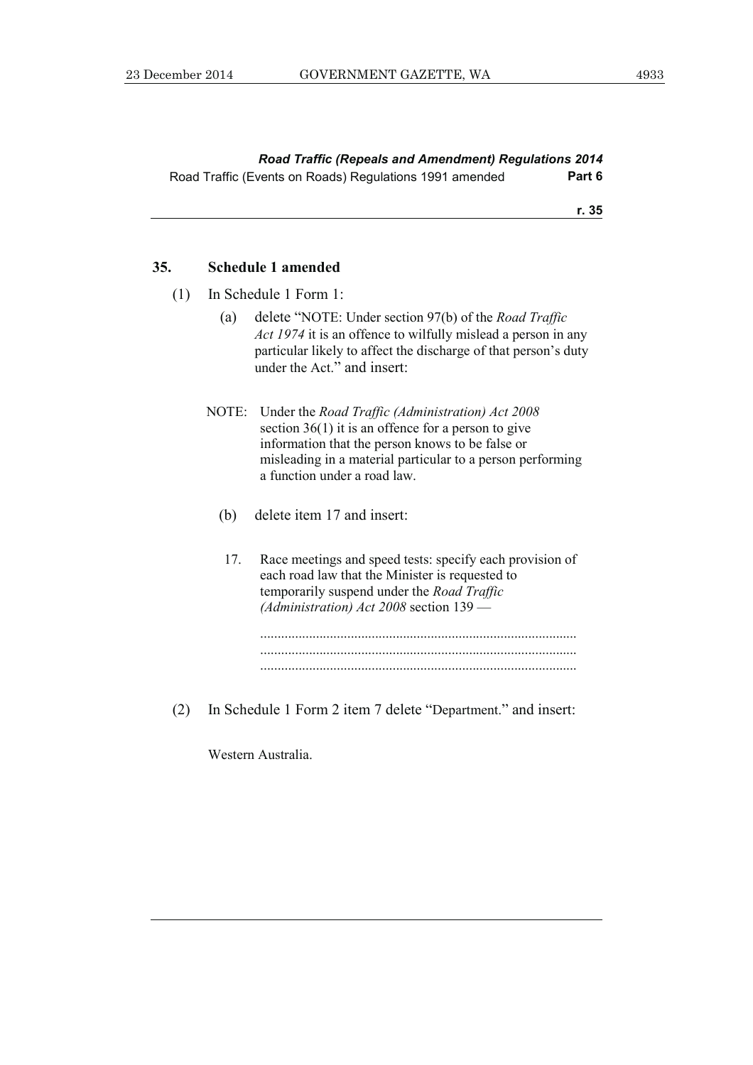### 35. Schedule 1 amended

(1) In Schedule 1 Form 1:

(a) delete "NOTE: Under section 97(b) of the *Road Traffic Act 1974* it is an offence to wilfully mislead a person in any particular likely to affect the discharge of that person's duty under the Act." and insert:

NOTE: Under the *Road Traffic (Administration) Act 2008* section 36(1) it is an offence for a person to give information that the person knows to be false or misleading in a material particular to a person performing a function under a road law.

(b) delete item 17 and insert:

17. Race meetings and speed tests: specify each provision of each road law that the Minister is requested to temporarily suspend under the *Road Traffic (Administration) Act 2008* section 139 —

..........................................................................................
..........................................................................................
..........................................................................................

(2) In Schedule 1 Form 2 item 7 delete "Department." and insert:

Western Australia.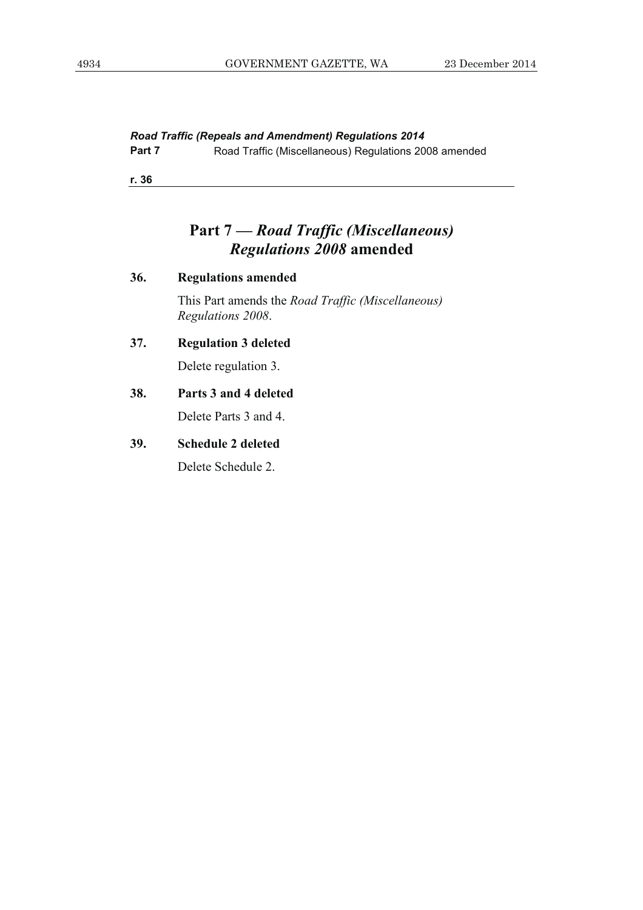## Part 7 — *Road Traffic (Miscellaneous) Regulations 2008* amended

### 36. Regulations amended

This Part amends the *Road Traffic (Miscellaneous) Regulations 2008*.

### 37. Regulation 3 deleted

Delete regulation 3.

### 38. Parts 3 and 4 deleted

Delete Parts 3 and 4.

### 39. Schedule 2 deleted

Delete Schedule 2.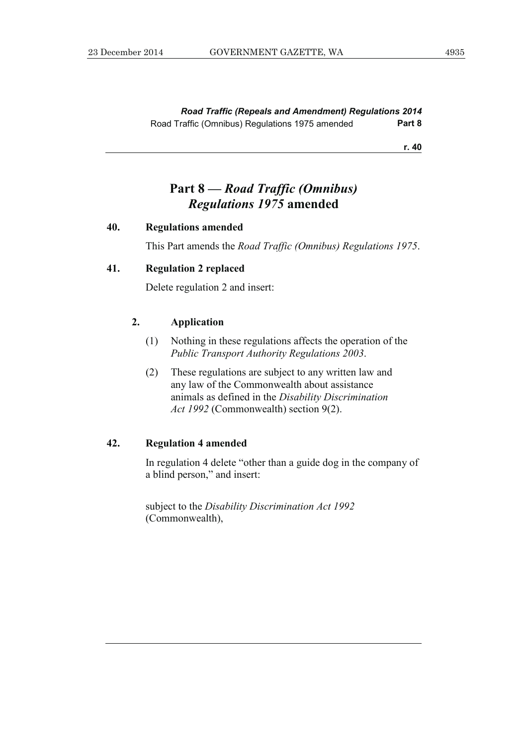## Part 8 — *Road Traffic (Omnibus) Regulations 1975* amended

### 40. Regulations amended

This Part amends the *Road Traffic (Omnibus) Regulations 1975*.

### 41. Regulation 2 replaced

Delete regulation 2 and insert:

> **2. Application**
>
> (1) Nothing in these regulations affects the operation of the *Public Transport Authority Regulations 2003*.
>
> (2) These regulations are subject to any written law and any law of the Commonwealth about assistance animals as defined in the *Disability Discrimination Act 1992* (Commonwealth) section 9(2).

### 42. Regulation 4 amended

In regulation 4 delete "other than a guide dog in the company of a blind person," and insert:

> subject to the *Disability Discrimination Act 1992* (Commonwealth),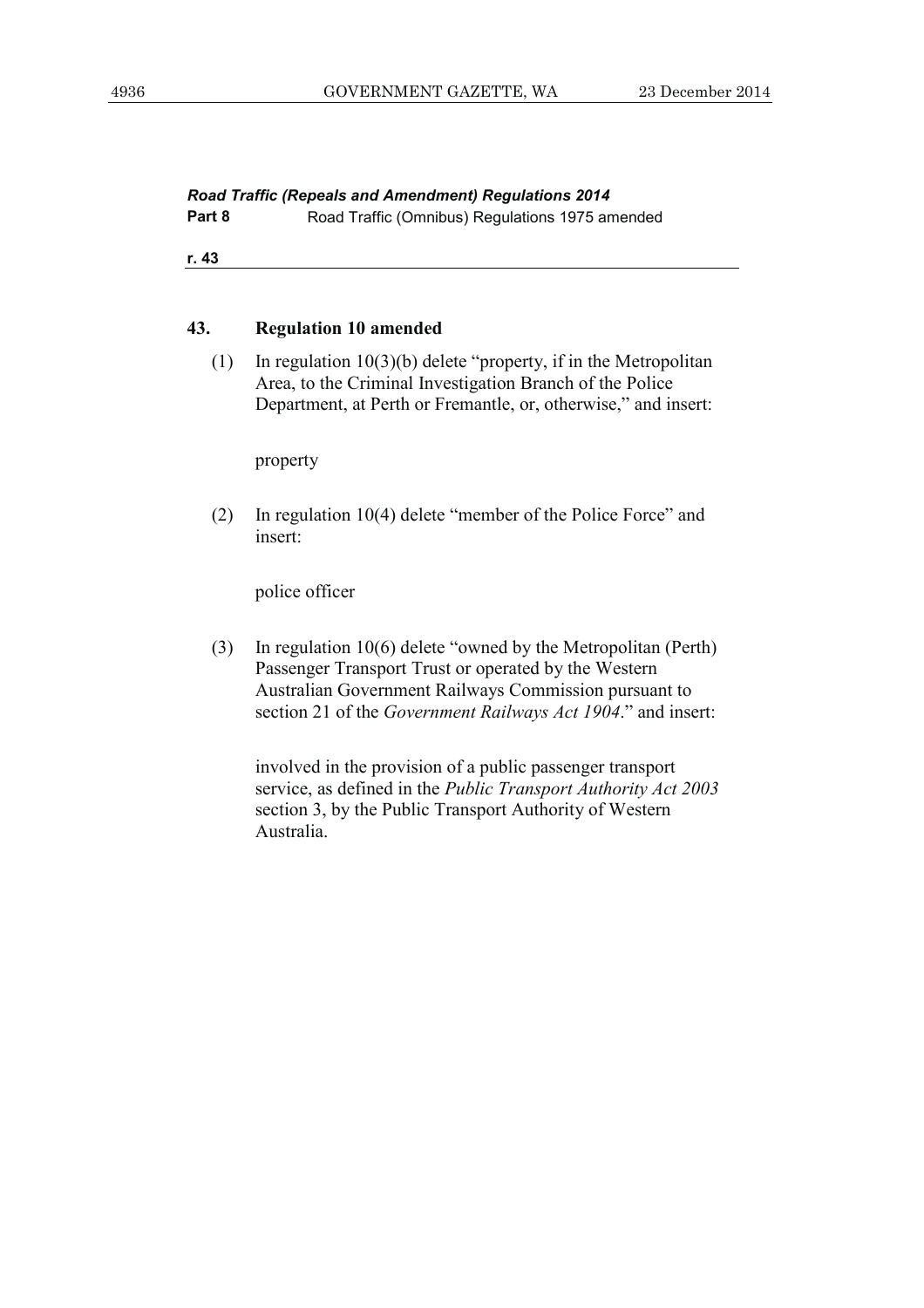### 43. Regulation 10 amended

(1) In regulation 10(3)(b) delete "property, if in the Metropolitan Area, to the Criminal Investigation Branch of the Police Department, at Perth or Fremantle, or, otherwise," and insert:

> property

(2) In regulation 10(4) delete "member of the Police Force" and insert:

> police officer

(3) In regulation 10(6) delete "owned by the Metropolitan (Perth) Passenger Transport Trust or operated by the Western Australian Government Railways Commission pursuant to section 21 of the *Government Railways Act 1904*." and insert:

> involved in the provision of a public passenger transport service, as defined in the *Public Transport Authority Act 2003* section 3, by the Public Transport Authority of Western Australia.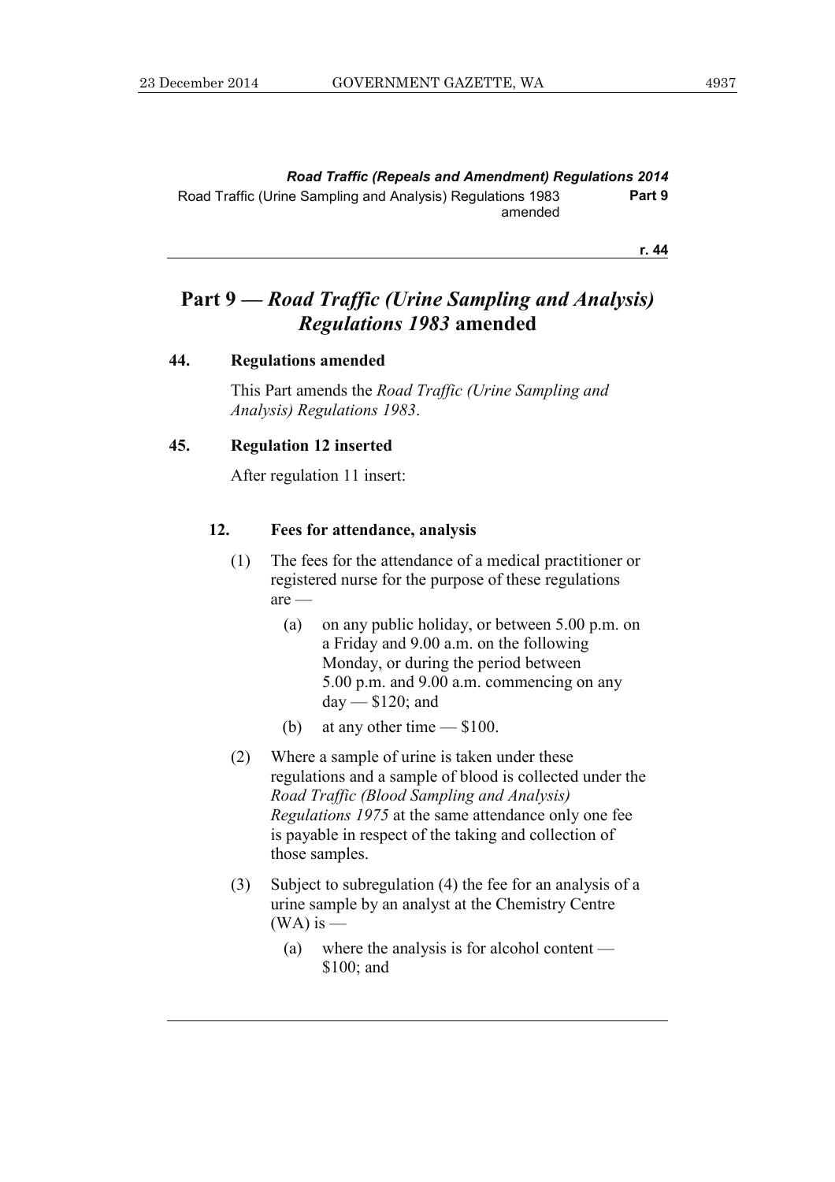# Part 9 — *Road Traffic (Urine Sampling and Analysis) Regulations 1983* amended

## 44. Regulations amended

This Part amends the *Road Traffic (Urine Sampling and Analysis) Regulations 1983*.

## 45. Regulation 12 inserted

After regulation 11 insert:

### 12. Fees for attendance, analysis

(1) The fees for the attendance of a medical practitioner or registered nurse for the purpose of these regulations are —

- (a) on any public holiday, or between 5.00 p.m. on a Friday and 9.00 a.m. on the following Monday, or during the period between 5.00 p.m. and 9.00 a.m. commencing on any day — $120; and
- (b) at any other time — $100.

(2) Where a sample of urine is taken under these regulations and a sample of blood is collected under the *Road Traffic (Blood Sampling and Analysis) Regulations 1975* at the same attendance only one fee is payable in respect of the taking and collection of those samples.

(3) Subject to subregulation (4) the fee for an analysis of a urine sample by an analyst at the Chemistry Centre (WA) is —

- (a) where the analysis is for alcohol content — $100; and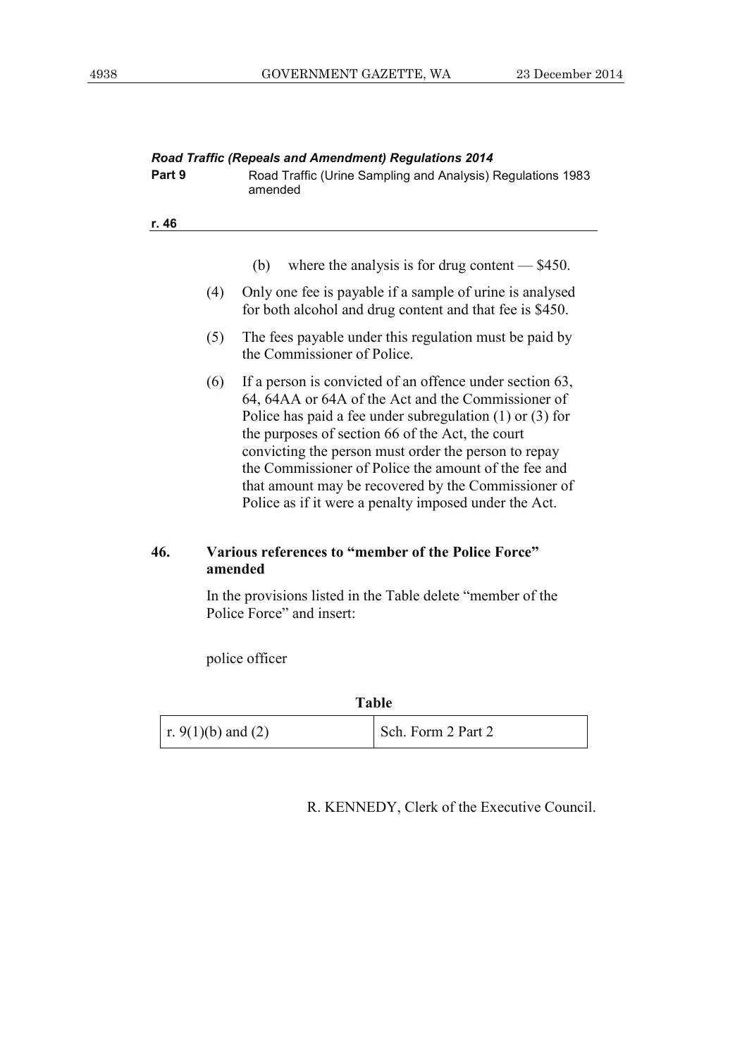(b) where the analysis is for drug content — $450.

(4) Only one fee is payable if a sample of urine is analysed for both alcohol and drug content and that fee is $450.

(5) The fees payable under this regulation must be paid by the Commissioner of Police.

(6) If a person is convicted of an offence under section 63, 64, 64AA or 64A of the Act and the Commissioner of Police has paid a fee under subregulation (1) or (3) for the purposes of section 66 of the Act, the court convicting the person must order the person to repay the Commissioner of Police the amount of the fee and that amount may be recovered by the Commissioner of Police as if it were a penalty imposed under the Act.

**46. Various references to "member of the Police Force" amended**

In the provisions listed in the Table delete "member of the Police Force" and insert:

police officer

**Table**

| | |
|---|---|
| r. 9(1)(b) and (2) | Sch. Form 2 Part 2 |

R. KENNEDY, Clerk of the Executive Council.